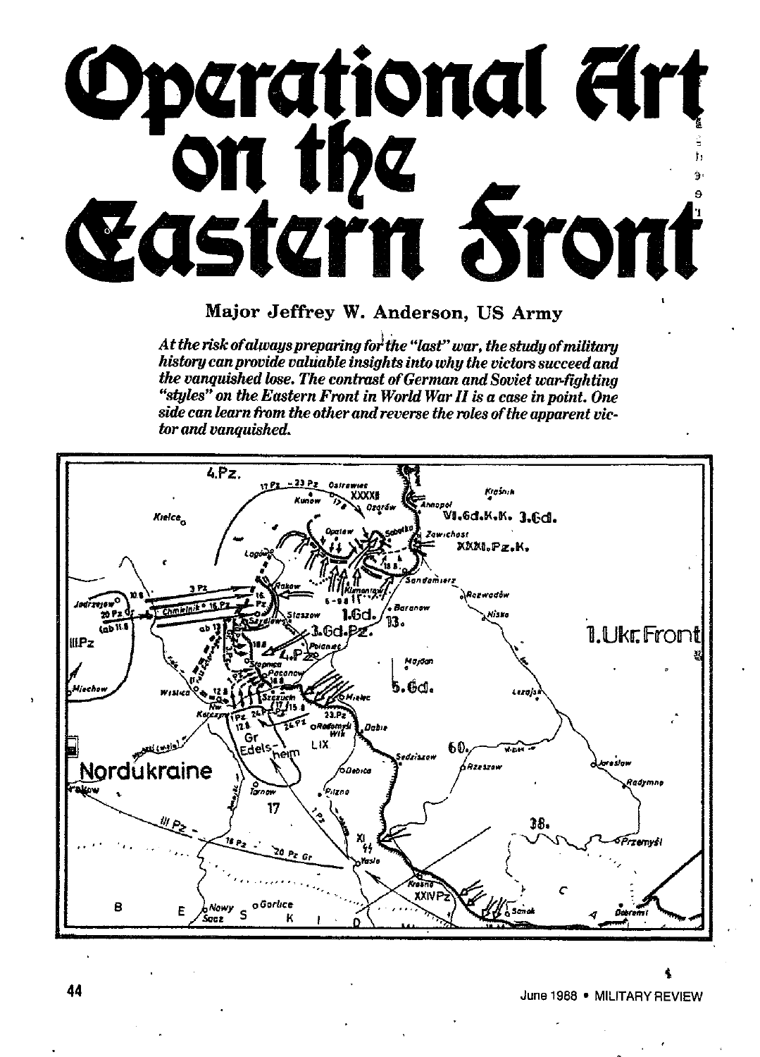# Operational Art on the Eastern Front

**Major Jeffrey W. Anderson, US Army**

*At the risk of always preparing for the "last" war, the study of military history can provide valuable insights into why the victors succeed and the vanquished lose. The contrast of German and Soviet war-fighting "styles" on the Eastern Front in World War II is a case in point. One side can learn from the other and reverse the roles of the apparent victor and vanquished.*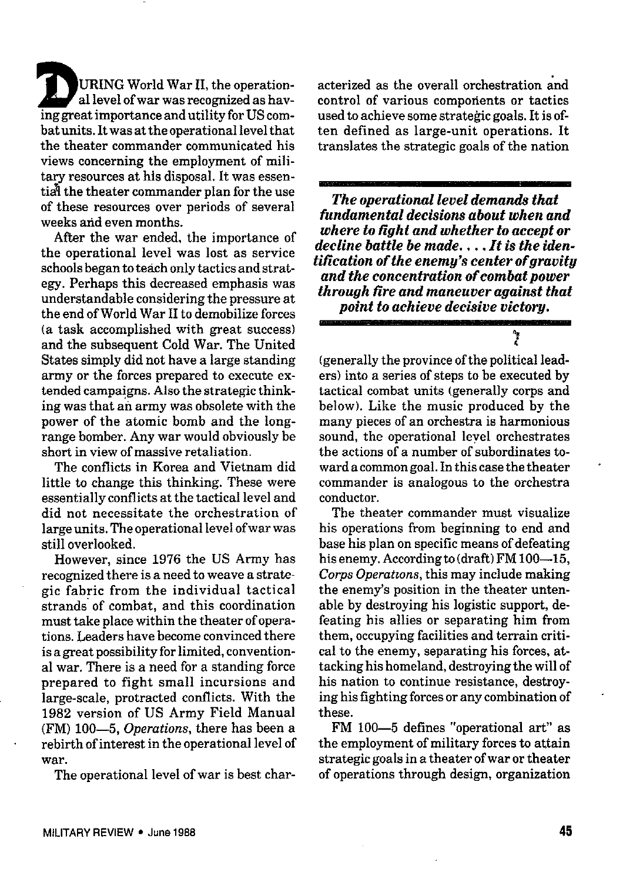DURING World War II, the operational level of war was recognized as having great importance and utility for US combat units. It was at the operational level that the theater commander communicated his views concerning the employment of military resources at his disposal. It was essential the theater commander plan for the use of these resources over periods of several weeks and even months.

After the war ended, the importance of the operational level was lost as service schools began to teach only tactics and strategy. Perhaps this decreased emphasis was understandable considering the pressure at the end of World War II to demobilize forces (a task accomplished with great success) and the subsequent Cold War. The United States simply did not have a large standing army or the forces prepared to execute extended campaigns. Also the strategic thinking was that an army was obsolete with the power of the atomic bomb and the long-range bomber. Any war would obviously be short in view of massive retaliation.

The conflicts in Korea and Vietnam did little to change this thinking. These were essentially conflicts at the tactical level and did not necessitate the orchestration of large units. The operational level of war was still overlooked.

However, since 1976 the US Army has recognized there is a need to weave a strategic fabric from the individual tactical strands of combat, and this coordination must take place within the theater of operations. Leaders have become convinced there is a great possibility for limited, conventional war. There is a need for a standing force prepared to fight small incursions and large-scale, protracted conflicts. With the 1982 version of US Army Field Manual (FM) 100—5, *Operations*, there has been a rebirth of interest in the operational level of war.

The operational level of war is best characterized as the overall orchestration and control of various components or tactics used to achieve some strategic goals. It is often defined as large-unit operations. It translates the strategic goals of the nation (generally the province of the political leaders) into a series of steps to be executed by tactical combat units (generally corps and below). Like the music produced by the many pieces of an orchestra is harmonious sound, the operational level orchestrates the actions of a number of subordinates toward a common goal. In this case the theater commander is analogous to the orchestra conductor.

> ***The operational level demands that fundamental decisions about when and where to fight and whether to accept or decline battle be made. . . . It is the identification of the enemy's center of gravity and the concentration of combat power through fire and maneuver against that point to achieve decisive victory.***

The theater commander must visualize his operations from beginning to end and base his plan on specific means of defeating his enemy. According to (draft) FM 100—15, *Corps Operations*, this may include making the enemy's position in the theater untenable by destroying his logistic support, defeating his allies or separating him from them, occupying facilities and terrain critical to the enemy, separating his forces, attacking his homeland, destroying the will of his nation to continue resistance, destroying his fighting forces or any combination of these.

FM 100—5 defines "operational art" as the employment of military forces to attain strategic goals in a theater of war or theater of operations through design, organization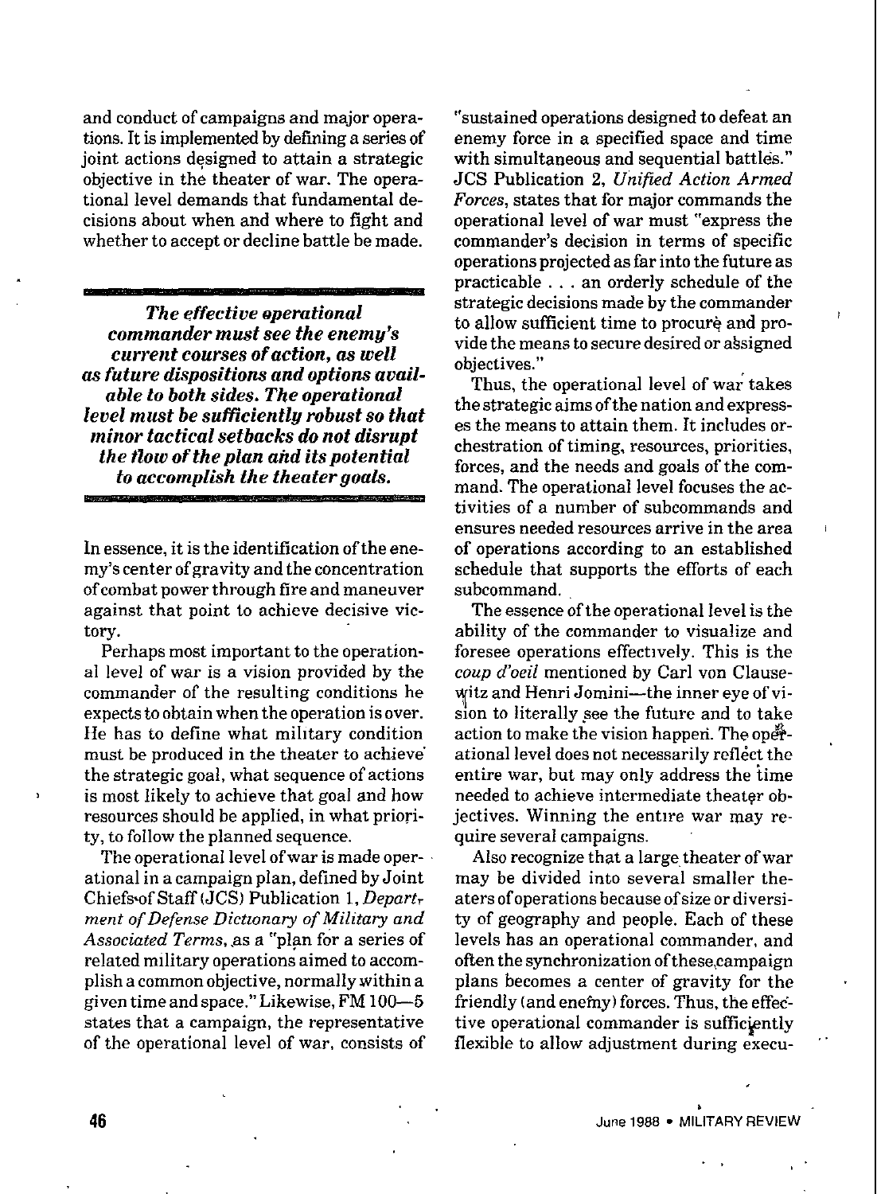and conduct of campaigns and major operations. It is implemented by defining a series of joint actions designed to attain a strategic objective in the theater of war. The operational level demands that fundamental decisions about when and where to fight and whether to accept or decline battle be made.

***The effective operational commander must see the enemy's current courses of action, as well as future dispositions and options available to both sides. The operational level must be sufficiently robust so that minor tactical setbacks do not disrupt the flow of the plan and its potential to accomplish the theater goals.***

In essence, it is the identification of the enemy's center of gravity and the concentration of combat power through fire and maneuver against that point to achieve decisive victory.

Perhaps most important to the operational level of war is a vision provided by the commander of the resulting conditions he expects to obtain when the operation is over. He has to define what military condition must be produced in the theater to achieve the strategic goal, what sequence of actions is most likely to achieve that goal and how resources should be applied, in what priority, to follow the planned sequence.

The operational level of war is made operational in a campaign plan, defined by Joint Chiefs of Staff (JCS) Publication 1, *Department of Defense Dictionary of Military and Associated Terms*, as a "plan for a series of related military operations aimed to accomplish a common objective, normally within a given time and space." Likewise, FM 100—5 states that a campaign, the representative of the operational level of war, consists of "sustained operations designed to defeat an enemy force in a specified space and time with simultaneous and sequential battles." JCS Publication 2, *Unified Action Armed Forces*, states that for major commands the operational level of war must "express the commander's decision in terms of specific operations projected as far into the future as practicable . . . an orderly schedule of the strategic decisions made by the commander to allow sufficient time to procure and provide the means to secure desired or assigned objectives."

Thus, the operational level of war takes the strategic aims of the nation and expresses the means to attain them. It includes orchestration of timing, resources, priorities, forces, and the needs and goals of the command. The operational level focuses the activities of a number of subcommands and ensures needed resources arrive in the area of operations according to an established schedule that supports the efforts of each subcommand.

The essence of the operational level is the ability of the commander to visualize and foresee operations effectively. This is the *coup d'oeil* mentioned by Carl von Clausewitz and Henri Jomini—the inner eye of vision to literally see the future and to take action to make the vision happen. The operational level does not necessarily reflect the entire war, but may only address the time needed to achieve intermediate theater objectives. Winning the entire war may require several campaigns.

Also recognize that a large theater of war may be divided into several smaller theaters of operations because of size or diversity of geography and people. Each of these levels has an operational commander, and often the synchronization of these campaign plans becomes a center of gravity for the friendly (and enemy) forces. Thus, the effective operational commander is sufficiently flexible to allow adjustment during execu-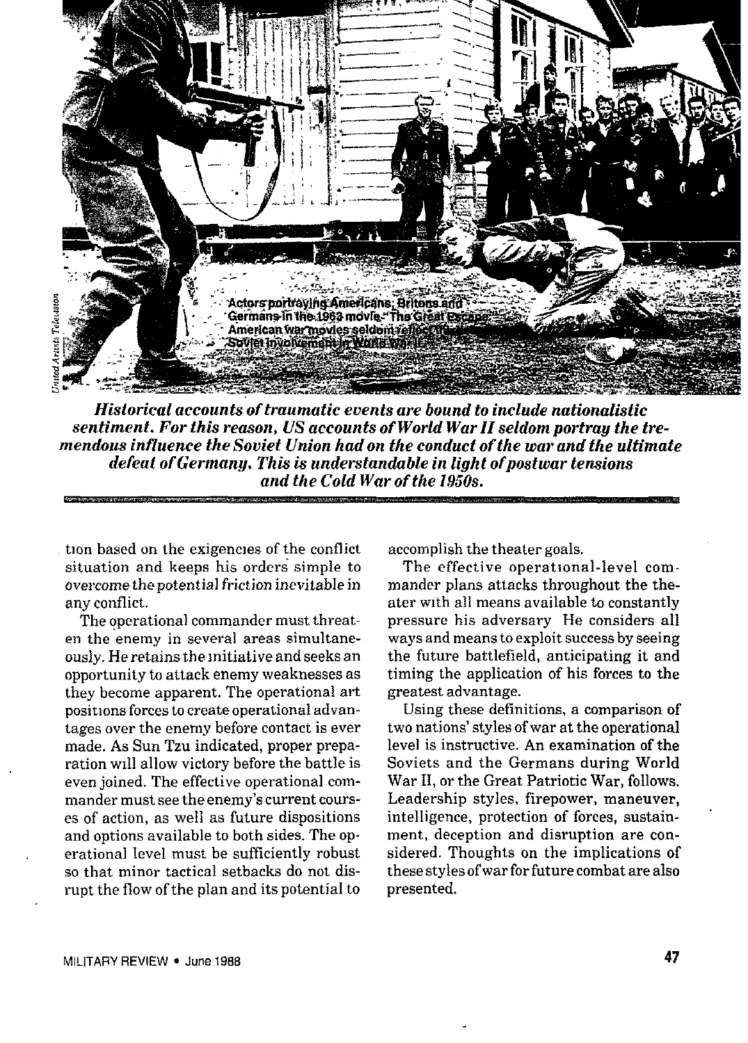Actors portraying Americans, Britons and Germans in the 1963 movie "The Great Escape." American war movies seldom reflect the Soviet involvement in World War II.

***Historical accounts of traumatic events are bound to include nationalistic sentiment. For this reason, US accounts of World War II seldom portray the tremendous influence the Soviet Union had on the conduct of the war and the ultimate defeat of Germany. This is understandable in light of postwar tensions and the Cold War of the 1950s.***

tion based on the exigencies of the conflict situation and keeps his orders simple to overcome the potential friction inevitable in any conflict.

The operational commander must threaten the enemy in several areas simultaneously. He retains the initiative and seeks an opportunity to attack enemy weaknesses as they become apparent. The operational art positions forces to create operational advantages over the enemy before contact is ever made. As Sun Tzu indicated, proper preparation will allow victory before the battle is even joined. The effective operational commander must see the enemy's current courses of action, as well as future dispositions and options available to both sides. The operational level must be sufficiently robust so that minor tactical setbacks do not disrupt the flow of the plan and its potential to accomplish the theater goals.

The effective operational-level commander plans attacks throughout the theater with all means available to constantly pressure his adversary He considers all ways and means to exploit success by seeing the future battlefield, anticipating it and timing the application of his forces to the greatest advantage.

Using these definitions, a comparison of two nations' styles of war at the operational level is instructive. An examination of the Soviets and the Germans during World War II, or the Great Patriotic War, follows. Leadership styles, firepower, maneuver, intelligence, protection of forces, sustainment, deception and disruption are considered. Thoughts on the implications of these styles of war for future combat are also presented.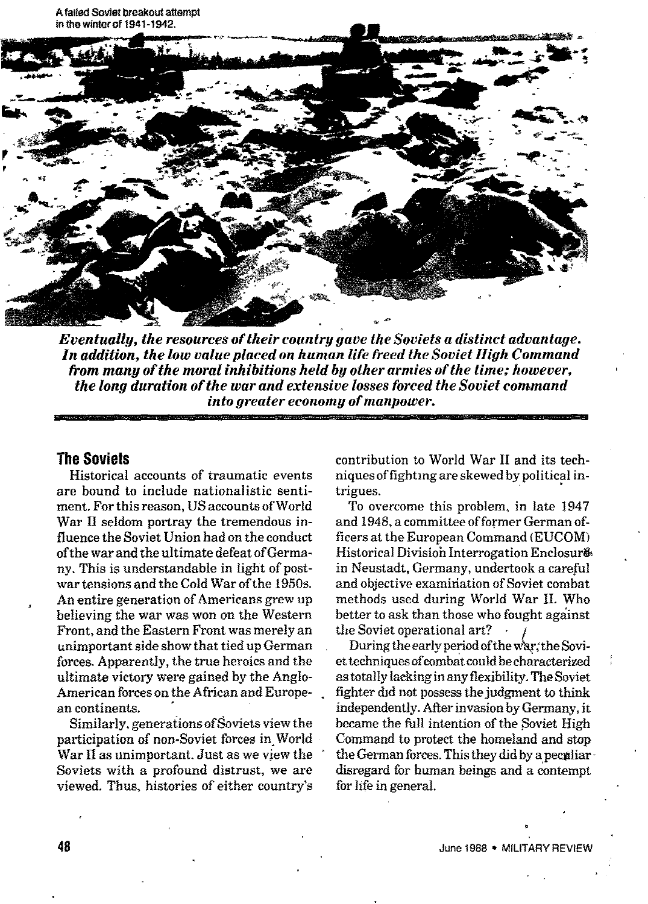A failed Soviet breakout attempt in the winter of 1941-1942.

***Eventually, the resources of their country gave the Soviets a distinct advantage. In addition, the low value placed on human life freed the Soviet High Command from many of the moral inhibitions held by other armies of the time; however, the long duration of the war and extensive losses forced the Soviet command into greater economy of manpower.***

## The Soviets

Historical accounts of traumatic events are bound to include nationalistic sentiment. For this reason, US accounts of World War II seldom portray the tremendous influence the Soviet Union had on the conduct of the war and the ultimate defeat of Germany. This is understandable in light of postwar tensions and the Cold War of the 1950s. An entire generation of Americans grew up believing the war was won on the Western Front, and the Eastern Front was merely an unimportant side show that tied up German forces. Apparently, the true heroics and the ultimate victory were gained by the Anglo-American forces on the African and European continents.

Similarly, generations of Soviets view the participation of non-Soviet forces in World War II as unimportant. Just as we view the Soviets with a profound distrust, we are viewed. Thus, histories of either country's contribution to World War II and its techniques of fighting are skewed by political intrigues.

To overcome this problem, in late 1947 and 1948, a committee of former German officers at the European Command (EUCOM) Historical Division Interrogation Enclosure in Neustadt, Germany, undertook a careful and objective examination of Soviet combat methods used during World War II. Who better to ask than those who fought against the Soviet operational art?

During the early period of the war, the Soviet techniques of combat could be characterized as totally lacking in any flexibility. The Soviet fighter did not possess the judgment to think independently. After invasion by Germany, it became the full intention of the Soviet High Command to protect the homeland and stop the German forces. This they did by a peculiar disregard for human beings and a contempt for life in general.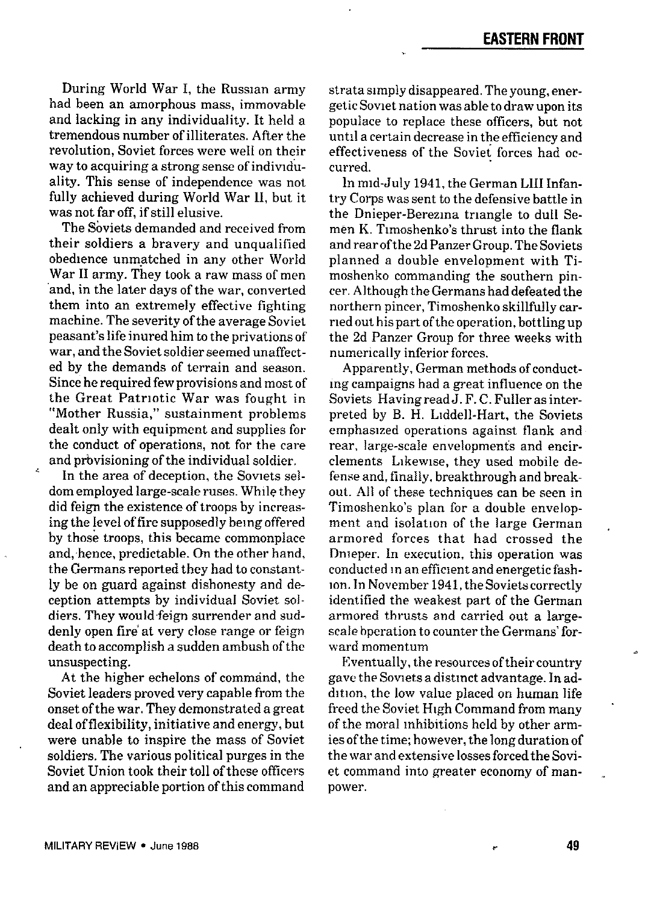During World War I, the Russian army had been an amorphous mass, immovable and lacking in any individuality. It held a tremendous number of illiterates. After the revolution, Soviet forces were well on their way to acquiring a strong sense of individuality. This sense of independence was not fully achieved during World War II, but it was not far off, if still elusive.

The Soviets demanded and received from their soldiers a bravery and unqualified obedience unmatched in any other World War II army. They took a raw mass of men and, in the later days of the war, converted them into an extremely effective fighting machine. The severity of the average Soviet peasant's life inured him to the privations of war, and the Soviet soldier seemed unaffected by the demands of terrain and season. Since he required few provisions and most of the Great Patriotic War was fought in "Mother Russia," sustainment problems dealt only with equipment and supplies for the conduct of operations, not for the care and provisioning of the individual soldier.

In the area of deception, the Soviets seldom employed large-scale ruses. While they did feign the existence of troops by increasing the level of fire supposedly being offered by those troops, this became commonplace and, hence, predictable. On the other hand, the Germans reported they had to constantly be on guard against dishonesty and deception attempts by individual Soviet soldiers. They would feign surrender and suddenly open fire at very close range or feign death to accomplish a sudden ambush of the unsuspecting.

At the higher echelons of command, the Soviet leaders proved very capable from the onset of the war. They demonstrated a great deal of flexibility, initiative and energy, but were unable to inspire the mass of Soviet soldiers. The various political purges in the Soviet Union took their toll of these officers and an appreciable portion of this command strata simply disappeared. The young, energetic Soviet nation was able to draw upon its populace to replace these officers, but not until a certain decrease in the efficiency and effectiveness of the Soviet forces had occurred.

In mid-July 1941, the German LIII Infantry Corps was sent to the defensive battle in the Dnieper-Berezina triangle to dull Semen K. Timoshenko's thrust into the flank and rear of the 2d Panzer Group. The Soviets planned a double envelopment with Timoshenko commanding the southern pincer. Although the Germans had defeated the northern pincer, Timoshenko skillfully carried out his part of the operation, bottling up the 2d Panzer Group for three weeks with numerically inferior forces.

Apparently, German methods of conducting campaigns had a great influence on the Soviets. Having read J. F. C. Fuller as interpreted by B. H. Liddell-Hart, the Soviets emphasized operations against flank and rear, large-scale envelopments and encirclements. Likewise, they used mobile defense and, finally, breakthrough and breakout. All of these techniques can be seen in Timoshenko's plan for a double envelopment and isolation of the large German armored forces that had crossed the Dnieper. In execution, this operation was conducted in an efficient and energetic fashion. In November 1941, the Soviets correctly identified the weakest part of the German armored thrusts and carried out a large-scale operation to counter the Germans' forward momentum

Eventually, the resources of their country gave the Soviets a distinct advantage. In addition, the low value placed on human life freed the Soviet High Command from many of the moral inhibitions held by other armies of the time; however, the long duration of the war and extensive losses forced the Soviet command into greater economy of manpower.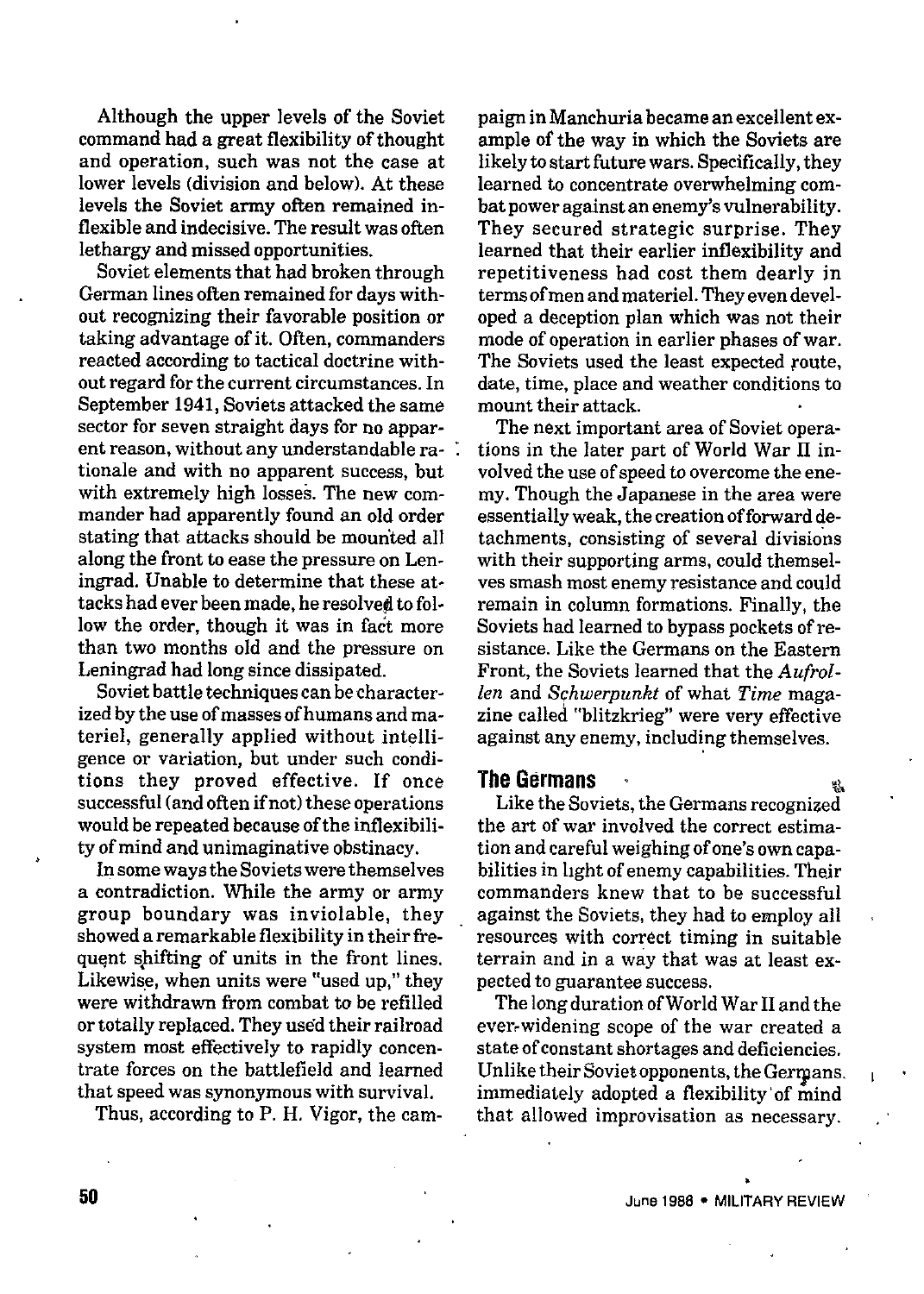Although the upper levels of the Soviet command had a great flexibility of thought and operation, such was not the case at lower levels (division and below). At these levels the Soviet army often remained inflexible and indecisive. The result was often lethargy and missed opportunities.

Soviet elements that had broken through German lines often remained for days without recognizing their favorable position or taking advantage of it. Often, commanders reacted according to tactical doctrine without regard for the current circumstances. In September 1941, Soviets attacked the same sector for seven straight days for no apparent reason, without any understandable rationale and with no apparent success, but with extremely high losses. The new commander had apparently found an old order stating that attacks should be mounted all along the front to ease the pressure on Leningrad. Unable to determine that these attacks had ever been made, he resolved to follow the order, though it was in fact more than two months old and the pressure on Leningrad had long since dissipated.

Soviet battle techniques can be characterized by the use of masses of humans and materiel, generally applied without intelligence or variation, but under such conditions they proved effective. If once successful (and often if not) these operations would be repeated because of the inflexibility of mind and unimaginative obstinacy.

In some ways the Soviets were themselves a contradiction. While the army or army group boundary was inviolable, they showed a remarkable flexibility in their frequent shifting of units in the front lines. Likewise, when units were "used up," they were withdrawn from combat to be refilled or totally replaced. They used their railroad system most effectively to rapidly concentrate forces on the battlefield and learned that speed was synonymous with survival.

Thus, according to P. H. Vigor, the campaign in Manchuria became an excellent example of the way in which the Soviets are likely to start future wars. Specifically, they learned to concentrate overwhelming combat power against an enemy's vulnerability. They secured strategic surprise. They learned that their earlier inflexibility and repetitiveness had cost them dearly in terms of men and materiel. They even developed a deception plan which was not their mode of operation in earlier phases of war. The Soviets used the least expected route, date, time, place and weather conditions to mount their attack.

The next important area of Soviet operations in the later part of World War II involved the use of speed to overcome the enemy. Though the Japanese in the area were essentially weak, the creation of forward detachments, consisting of several divisions with their supporting arms, could themselves smash most enemy resistance and could remain in column formations. Finally, the Soviets had learned to bypass pockets of resistance. Like the Germans on the Eastern Front, the Soviets learned that the *Aufrollen* and *Schwerpunkt* of what *Time* magazine called "blitzkrieg" were very effective against any enemy, including themselves.

## The Germans

Like the Soviets, the Germans recognized the art of war involved the correct estimation and careful weighing of one's own capabilities in light of enemy capabilities. Their commanders knew that to be successful against the Soviets, they had to employ all resources with correct timing in suitable terrain and in a way that was at least expected to guarantee success.

The long duration of World War II and the ever-widening scope of the war created a state of constant shortages and deficiencies. Unlike their Soviet opponents, the Germans immediately adopted a flexibility of mind that allowed improvisation as necessary.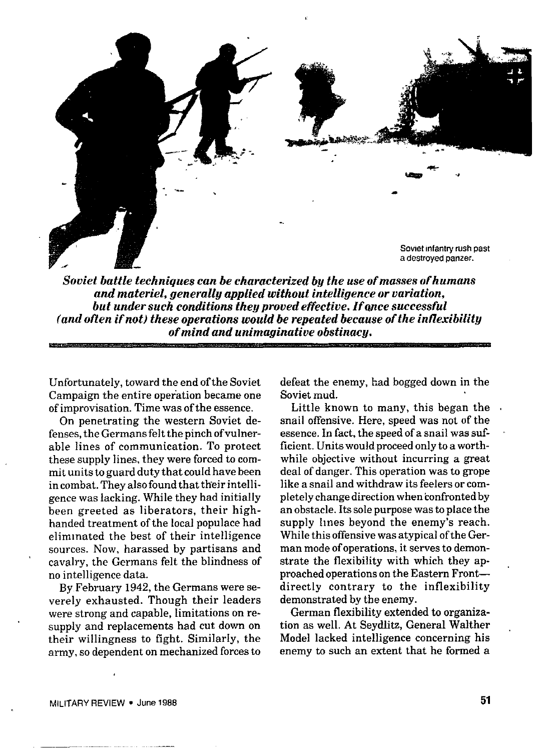Soviet infantry rush past a destroyed panzer.

***Soviet battle techniques can be characterized by the use of masses of humans and materiel, generally applied without intelligence or variation, but under such conditions they proved effective. If once successful (and often if not) these operations would be repeated because of the inflexibility of mind and unimaginative obstinacy.***

Unfortunately, toward the end of the Soviet Campaign the entire operation became one of improvisation. Time was of the essence.

On penetrating the western Soviet defenses, the Germans felt the pinch of vulnerable lines of communication. To protect these supply lines, they were forced to commit units to guard duty that could have been in combat. They also found that their intelligence was lacking. While they had initially been greeted as liberators, their high-handed treatment of the local populace had eliminated the best of their intelligence sources. Now, harassed by partisans and cavalry, the Germans felt the blindness of no intelligence data.

By February 1942, the Germans were severely exhausted. Though their leaders were strong and capable, limitations on resupply and replacements had cut down on their willingness to fight. Similarly, the army, so dependent on mechanized forces to defeat the enemy, had bogged down in the Soviet mud.

Little known to many, this began the snail offensive. Here, speed was not of the essence. In fact, the speed of a snail was sufficient. Units would proceed only to a worthwhile objective without incurring a great deal of danger. This operation was to grope like a snail and withdraw its feelers or completely change direction when confronted by an obstacle. Its sole purpose was to place the supply lines beyond the enemy's reach. While this offensive was atypical of the German mode of operations, it serves to demonstrate the flexibility with which they approached operations on the Eastern Front—directly contrary to the inflexibility demonstrated by the enemy.

German flexibility extended to organization as well. At Seydlitz, General Walther Model lacked intelligence concerning his enemy to such an extent that he formed a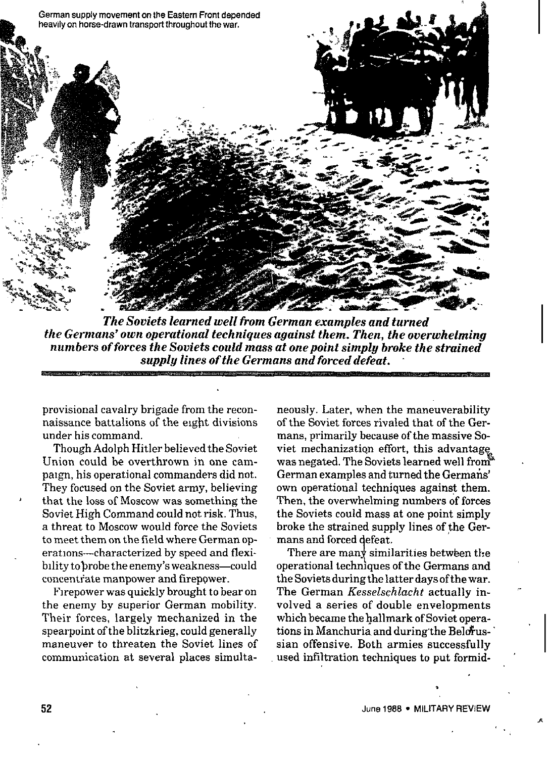German supply movement on the Eastern Front depended heavily on horse-drawn transport throughout the war.

***The Soviets learned well from German examples and turned the Germans' own operational techniques against them. Then, the overwhelming numbers of forces the Soviets could mass at one point simply broke the strained supply lines of the Germans and forced defeat.***

provisional cavalry brigade from the reconnaissance battalions of the eight divisions under his command.

Though Adolph Hitler believed the Soviet Union could be overthrown in one campaign, his operational commanders did not. They focused on the Soviet army, believing that the loss of Moscow was something the Soviet High Command could not risk. Thus, a threat to Moscow would force the Soviets to meet them on the field where German operations—characterized by speed and flexibility to probe the enemy's weakness—could concentrate manpower and firepower.

Firepower was quickly brought to bear on the enemy by superior German mobility. Their forces, largely mechanized in the spearpoint of the blitzkrieg, could generally maneuver to threaten the Soviet lines of communication at several places simultaneously. Later, when the maneuverability of the Soviet forces rivaled that of the Germans, primarily because of the massive Soviet mechanization effort, this advantage was negated. The Soviets learned well from German examples and turned the Germans' own operational techniques against them. Then, the overwhelming numbers of forces the Soviets could mass at one point simply broke the strained supply lines of the Germans and forced defeat.

There are many similarities between the operational techniques of the Germans and the Soviets during the latter days of the war. The German *Kesselschlacht* actually involved a series of double envelopments which became the hallmark of Soviet operations in Manchuria and during the Belorussian offensive. Both armies successfully used infiltration techniques to put formid-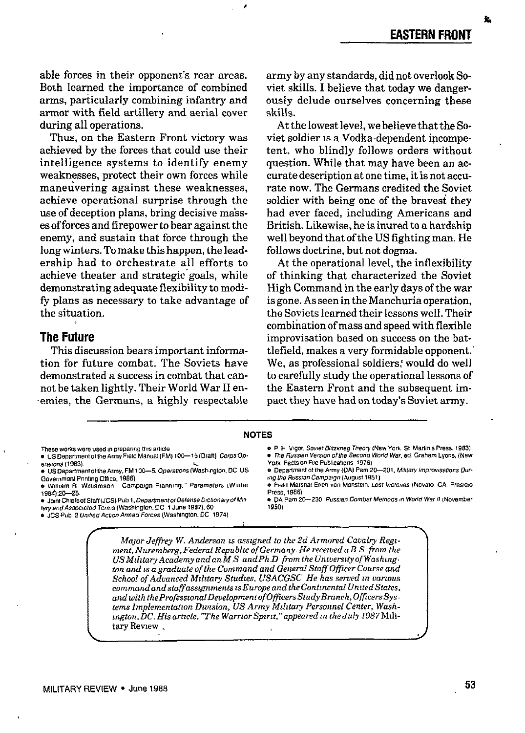able forces in their opponent's rear areas. Both learned the importance of combined arms, particularly combining infantry and armor with field artillery and aerial cover during all operations.

Thus, on the Eastern Front victory was achieved by the forces that could use their intelligence systems to identify enemy weaknesses, protect their own forces while maneuvering against these weaknesses, achieve operational surprise through the use of deception plans, bring decisive masses of forces and firepower to bear against the enemy, and sustain that force through the long winters. To make this happen, the leadership had to orchestrate all efforts to achieve theater and strategic goals, while demonstrating adequate flexibility to modify plans as necessary to take advantage of the situation.

## The Future

This discussion bears important information for future combat. The Soviets have demonstrated a success in combat that cannot be taken lightly. Their World War II enemies, the Germans, a highly respectable army by any standards, did not overlook Soviet skills. I believe that today we dangerously delude ourselves concerning these skills.

At the lowest level, we believe that the Soviet soldier is a Vodka-dependent incompetent, who blindly follows orders without question. While that may have been an accurate description at one time, it is not accurate now. The Germans credited the Soviet soldier with being one of the bravest they had ever faced, including Americans and British. Likewise, he is inured to a hardship well beyond that of the US fighting man. He follows doctrine, but not dogma.

At the operational level, the inflexibility of thinking that characterized the Soviet High Command in the early days of the war is gone. As seen in the Manchuria operation, the Soviets learned their lessons well. Their combination of mass and speed with flexible improvisation based on success on the battlefield, makes a very formidable opponent. We, as professional soldiers, would do well to carefully study the operational lessons of the Eastern Front and the subsequent impact they have had on today's Soviet army.

## NOTES

These works were used in preparing this article

- US Department of the Army Field Manual (FM) 100—15 (Draft) *Corps Operations* (1983)
- US Department of the Army, FM 100—5, *Operations* (Washington, DC US Government Printing Office, 1986)
- William R Williamson, "Campaign Planning," *Parameters* (Winter 1984):20—25
- Joint Chiefs of Staff (JCS) Pub 1, *Department of Defense Dictionary of Military and Associated Terms* (Washington, DC 1 June 1987), 60
- JCS Pub 2 *Unified Action Armed Forces* (Washington, DC 1974)
- P H Vigor, *Soviet Blitzkrieg Theory* (New York St Martin's Press, 1983)
- *The Russian Version of the Second World War*, ed Graham Lyons, (New York Facts on File Publications 1976)
- Department of the Army (DA) Pam 20—201, *Military Improvisations During the Russian Campaign* (August 1951)
- Field Marshal Erich von Manstein, *Lost Victories* (Novato CA Presidio Press, 1986)
- DA Pam 20—230 *Russian Combat Methods in World War II* (November 1950)

*Major Jeffrey W. Anderson is assigned to the 2d Armored Cavalry Regiment, Nuremberg, Federal Republic of Germany. He received a B S from the US Military Academy and an M S and Ph.D from the University of Washington and is a graduate of the Command and General Staff Officer Course and School of Advanced Military Studies, USACGSC. He has served in various command and staff assignments in Europe and the Continental United States, and with the Professional Development of Officers Study Branch, Officers Systems Implementation Division, US Army Military Personnel Center, Washington, DC. His article, "The Warrior Spirit," appeared in the July 1987* Military Review.